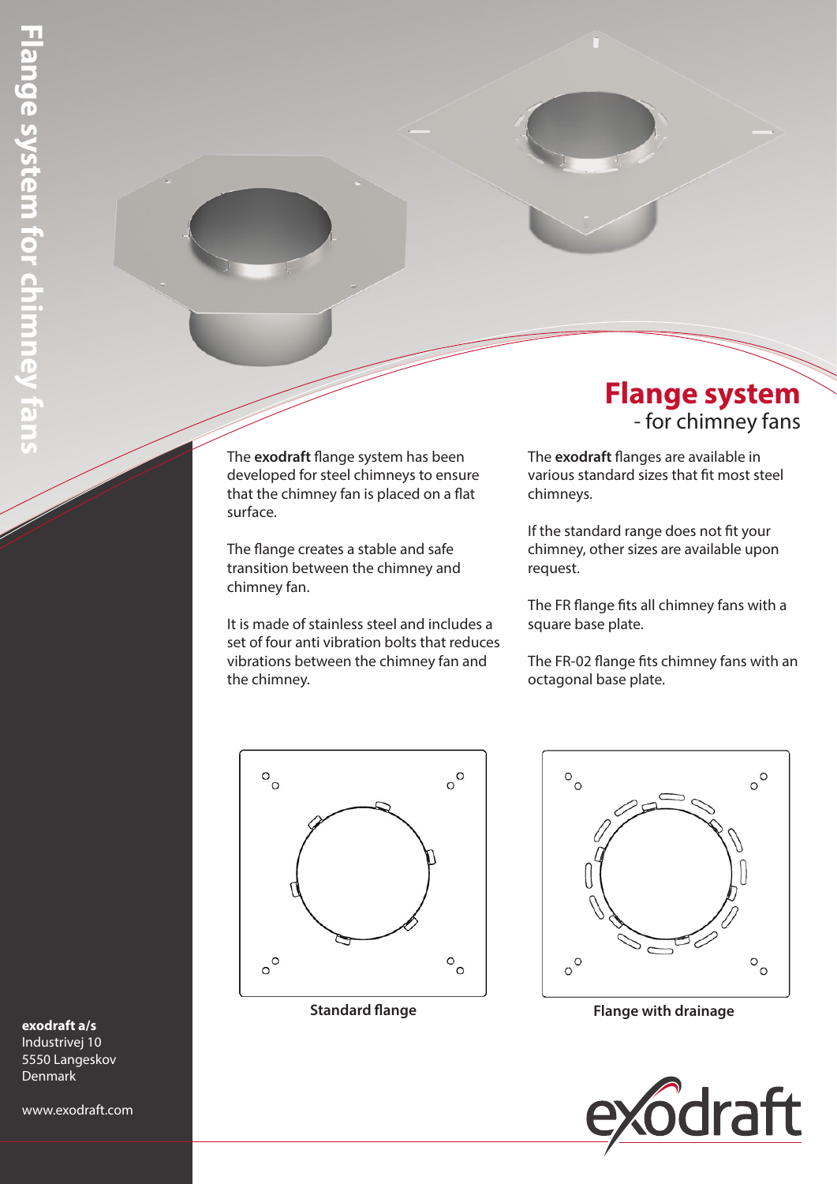# Flange system

## - for chimney fans

The **exodraft** flange system has been developed for steel chimneys to ensure that the chimney fan is placed on a flat surface.

The flange creates a stable and safe transition between the chimney and chimney fan.

It is made of stainless steel and includes a set of four anti vibration bolts that reduces vibrations between the chimney fan and the chimney.

The **exodraft** flanges are available in various standard sizes that fit most steel chimneys.

If the standard range does not fit your chimney, other sizes are available upon request.

The FR flange fits all chimney fans with a square base plate.

The FR-02 flange fits chimney fans with an octagonal base plate.

Standard flange

Flange with drainage

**exodraft a/s**
Industrivej 10
5550 Langeskov
Denmark

www.exodraft.com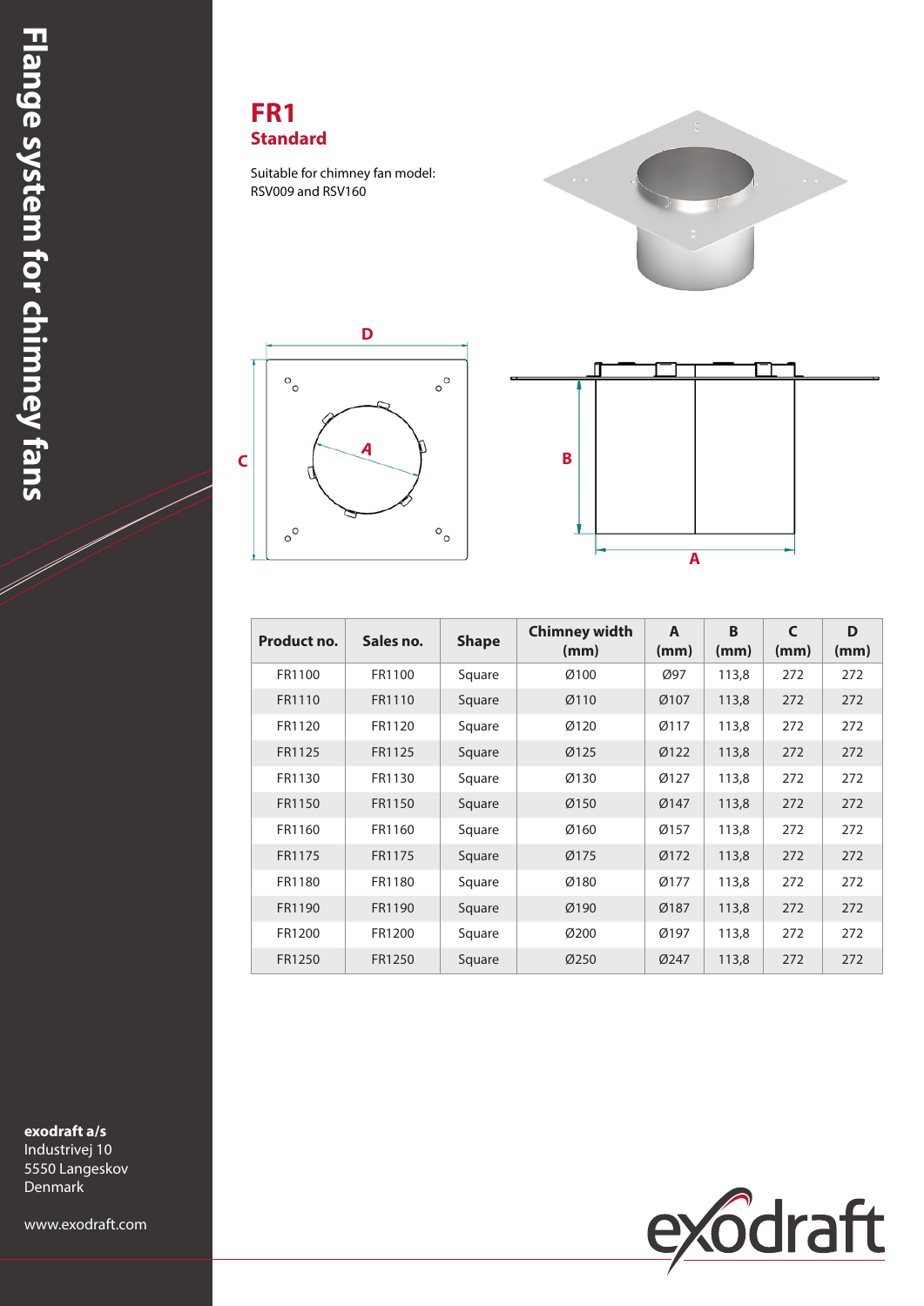# Flange system for chimney fans

## FR1
### Standard

Suitable for chimney fan model:
RSV009 and RSV160

| Product no. | Sales no. | Shape | Chimney width (mm) | A (mm) | B (mm) | C (mm) | D (mm) |
|---|---|---|---|---|---|---|---|
| FR1100 | FR1100 | Square | Ø100 | Ø97 | 113,8 | 272 | 272 |
| FR1110 | FR1110 | Square | Ø110 | Ø107 | 113,8 | 272 | 272 |
| FR1120 | FR1120 | Square | Ø120 | Ø117 | 113,8 | 272 | 272 |
| FR1125 | FR1125 | Square | Ø125 | Ø122 | 113,8 | 272 | 272 |
| FR1130 | FR1130 | Square | Ø130 | Ø127 | 113,8 | 272 | 272 |
| FR1150 | FR1150 | Square | Ø150 | Ø147 | 113,8 | 272 | 272 |
| FR1160 | FR1160 | Square | Ø160 | Ø157 | 113,8 | 272 | 272 |
| FR1175 | FR1175 | Square | Ø175 | Ø172 | 113,8 | 272 | 272 |
| FR1180 | FR1180 | Square | Ø180 | Ø177 | 113,8 | 272 | 272 |
| FR1190 | FR1190 | Square | Ø190 | Ø187 | 113,8 | 272 | 272 |
| FR1200 | FR1200 | Square | Ø200 | Ø197 | 113,8 | 272 | 272 |
| FR1250 | FR1250 | Square | Ø250 | Ø247 | 113,8 | 272 | 272 |

**exodraft a/s**
Industrivej 10
5550 Langeskov
Denmark

www.exodraft.com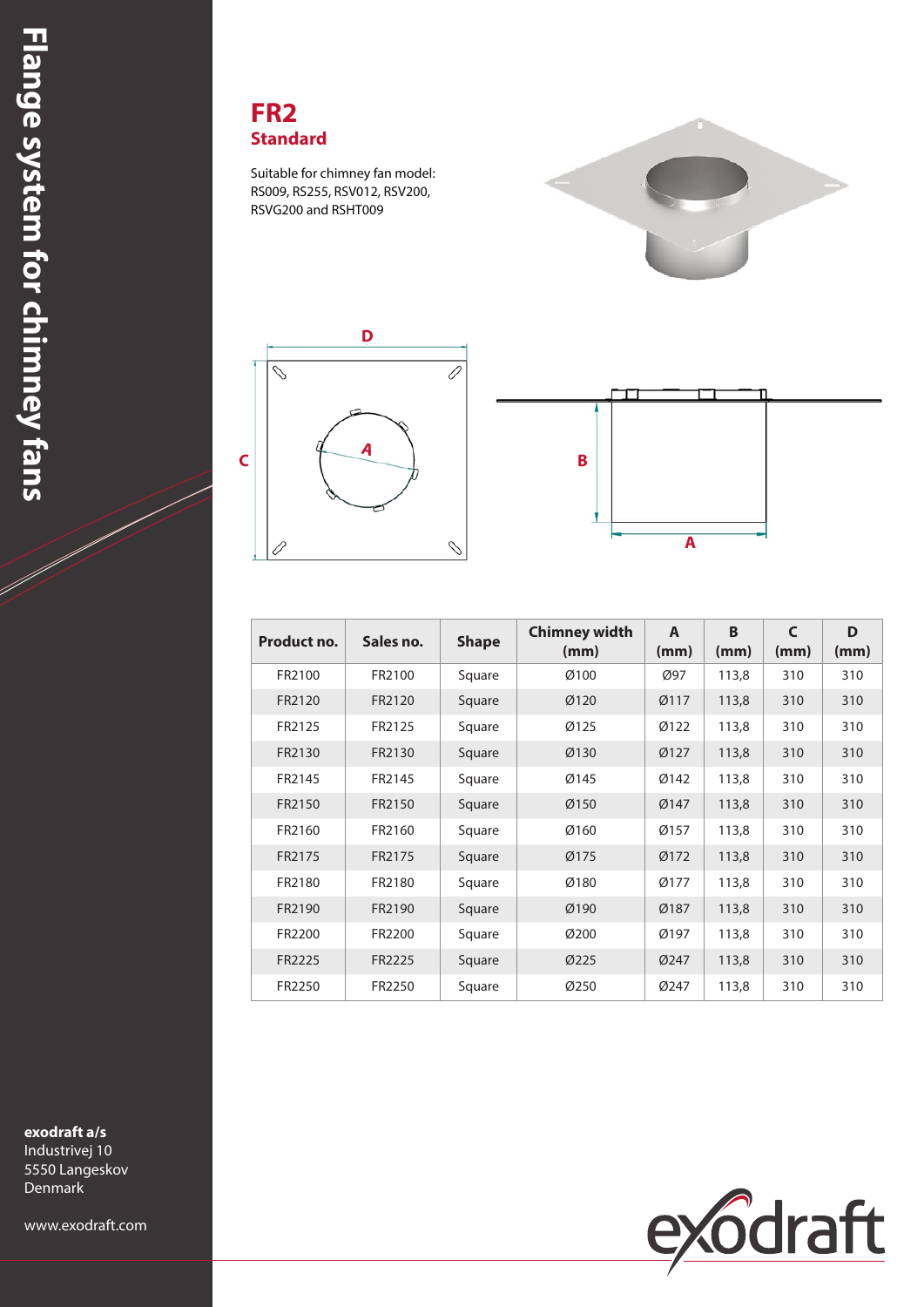# FR2

## Standard

Suitable for chimney fan model: RS009, RS255, RSV012, RSV200, RSVG200 and RSHT009

| Product no. | Sales no. | Shape | Chimney width (mm) | A (mm) | B (mm) | C (mm) | D (mm) |
|---|---|---|---|---|---|---|---|
| FR2100 | FR2100 | Square | Ø100 | Ø97 | 113,8 | 310 | 310 |
| FR2120 | FR2120 | Square | Ø120 | Ø117 | 113,8 | 310 | 310 |
| FR2125 | FR2125 | Square | Ø125 | Ø122 | 113,8 | 310 | 310 |
| FR2130 | FR2130 | Square | Ø130 | Ø127 | 113,8 | 310 | 310 |
| FR2145 | FR2145 | Square | Ø145 | Ø142 | 113,8 | 310 | 310 |
| FR2150 | FR2150 | Square | Ø150 | Ø147 | 113,8 | 310 | 310 |
| FR2160 | FR2160 | Square | Ø160 | Ø157 | 113,8 | 310 | 310 |
| FR2175 | FR2175 | Square | Ø175 | Ø172 | 113,8 | 310 | 310 |
| FR2180 | FR2180 | Square | Ø180 | Ø177 | 113,8 | 310 | 310 |
| FR2190 | FR2190 | Square | Ø190 | Ø187 | 113,8 | 310 | 310 |
| FR2200 | FR2200 | Square | Ø200 | Ø197 | 113,8 | 310 | 310 |
| FR2225 | FR2225 | Square | Ø225 | Ø247 | 113,8 | 310 | 310 |
| FR2250 | FR2250 | Square | Ø250 | Ø247 | 113,8 | 310 | 310 |

**exodraft a/s**
Industrivej 10
5550 Langeskov
Denmark

www.exodraft.com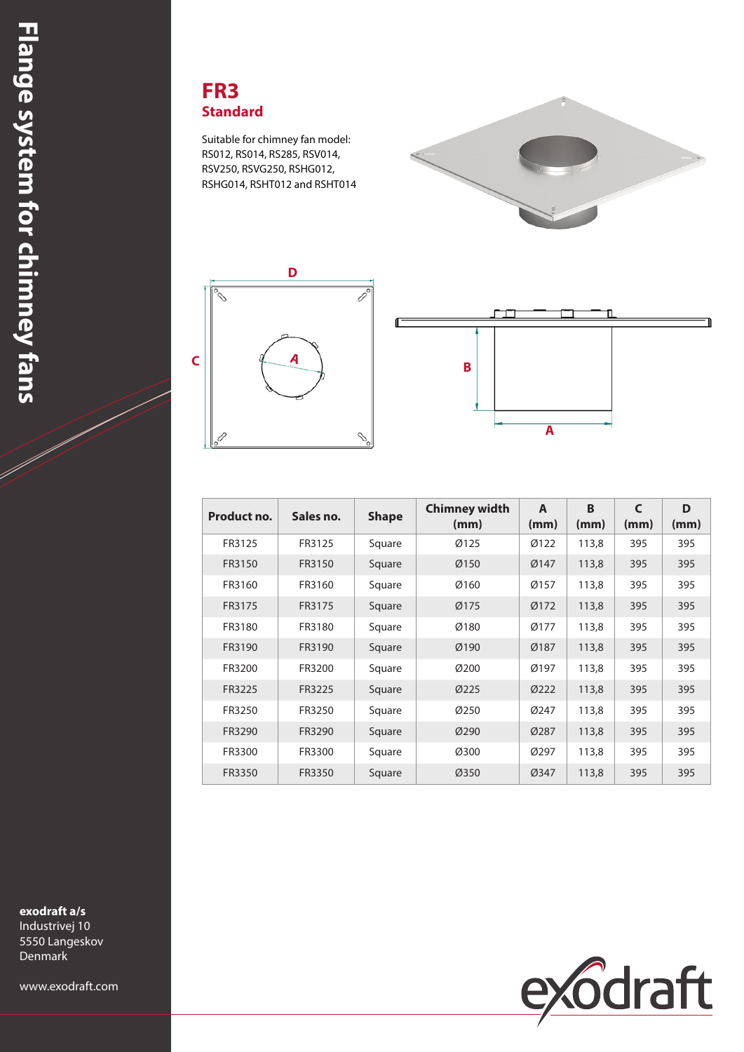# FR3

## Standard

Suitable for chimney fan model: RS012, RS014, RS285, RSV014, RSV250, RSVG250, RSHG012, RSHG014, RSHT012 and RSHT014

| Product no. | Sales no. | Shape | Chimney width (mm) | A (mm) | B (mm) | C (mm) | D (mm) |
|---|---|---|---|---|---|---|---|
| FR3125 | FR3125 | Square | Ø125 | Ø122 | 113,8 | 395 | 395 |
| FR3150 | FR3150 | Square | Ø150 | Ø147 | 113,8 | 395 | 395 |
| FR3160 | FR3160 | Square | Ø160 | Ø157 | 113,8 | 395 | 395 |
| FR3175 | FR3175 | Square | Ø175 | Ø172 | 113,8 | 395 | 395 |
| FR3180 | FR3180 | Square | Ø180 | Ø177 | 113,8 | 395 | 395 |
| FR3190 | FR3190 | Square | Ø190 | Ø187 | 113,8 | 395 | 395 |
| FR3200 | FR3200 | Square | Ø200 | Ø197 | 113,8 | 395 | 395 |
| FR3225 | FR3225 | Square | Ø225 | Ø222 | 113,8 | 395 | 395 |
| FR3250 | FR3250 | Square | Ø250 | Ø247 | 113,8 | 395 | 395 |
| FR3290 | FR3290 | Square | Ø290 | Ø287 | 113,8 | 395 | 395 |
| FR3300 | FR3300 | Square | Ø300 | Ø297 | 113,8 | 395 | 395 |
| FR3350 | FR3350 | Square | Ø350 | Ø347 | 113,8 | 395 | 395 |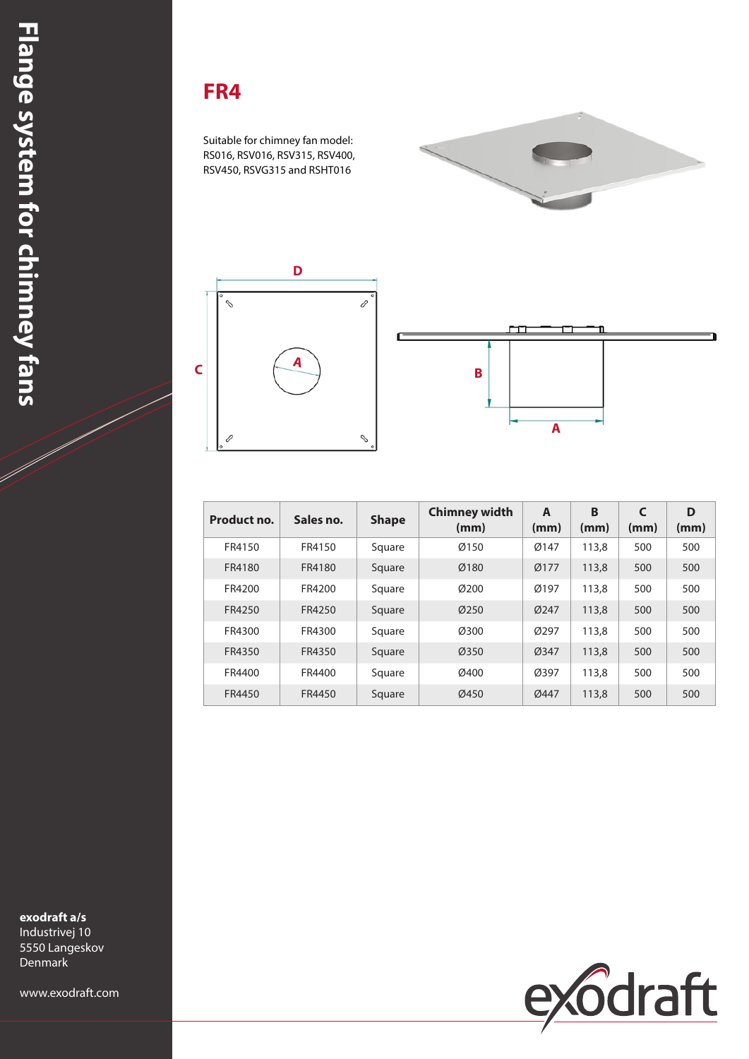# FR4

Suitable for chimney fan model:
RS016, RSV016, RSV315, RSV400,
RSV450, RSVG315 and RSHT016

| Product no. | Sales no. | Shape | Chimney width (mm) | A (mm) | B (mm) | C (mm) | D (mm) |
|---|---|---|---|---|---|---|---|
| FR4150 | FR4150 | Square | Ø150 | Ø147 | 113,8 | 500 | 500 |
| FR4180 | FR4180 | Square | Ø180 | Ø177 | 113,8 | 500 | 500 |
| FR4200 | FR4200 | Square | Ø200 | Ø197 | 113,8 | 500 | 500 |
| FR4250 | FR4250 | Square | Ø250 | Ø247 | 113,8 | 500 | 500 |
| FR4300 | FR4300 | Square | Ø300 | Ø297 | 113,8 | 500 | 500 |
| FR4350 | FR4350 | Square | Ø350 | Ø347 | 113,8 | 500 | 500 |
| FR4400 | FR4400 | Square | Ø400 | Ø397 | 113,8 | 500 | 500 |
| FR4450 | FR4450 | Square | Ø450 | Ø447 | 113,8 | 500 | 500 |

**exodraft a/s**
Industrivej 10
5550 Langeskov
Denmark

www.exodraft.com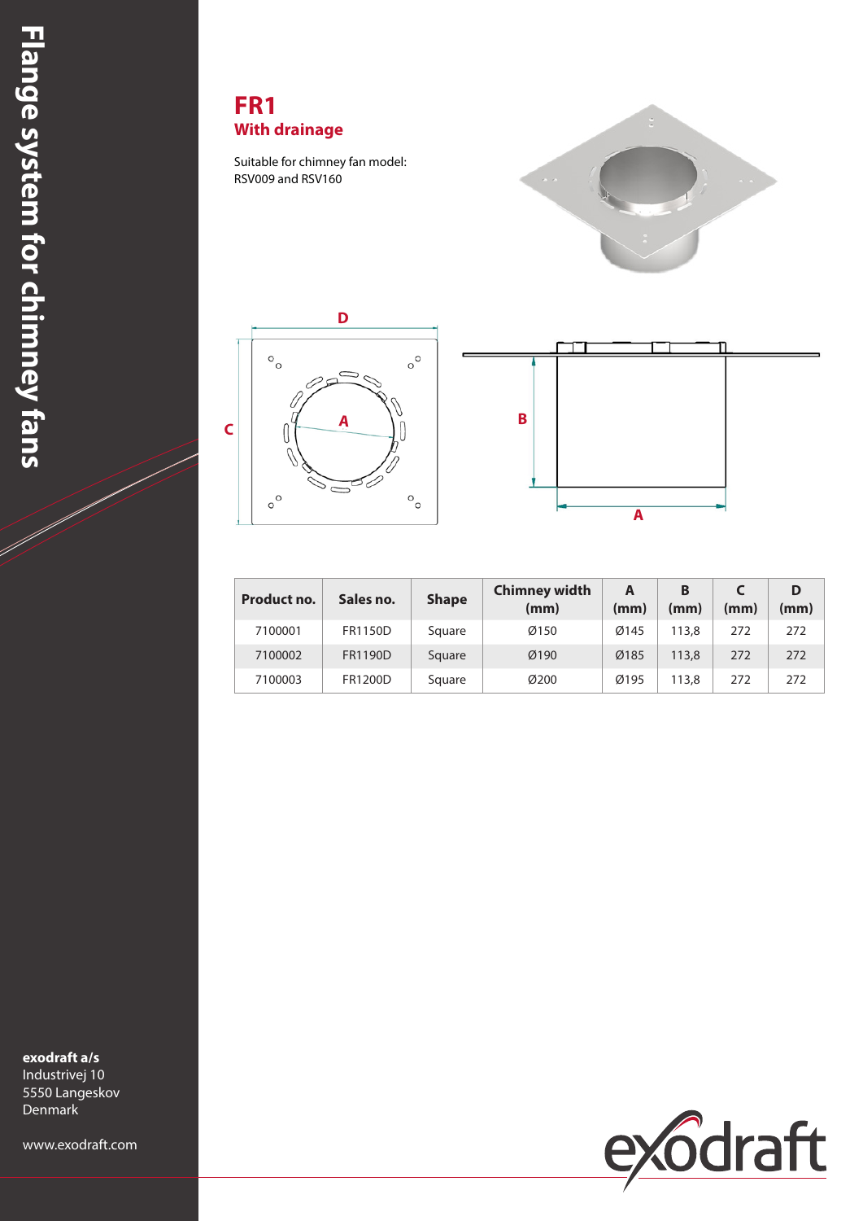# FR1

## With drainage

Suitable for chimney fan model:
RSV009 and RSV160

| Product no. | Sales no. | Shape | Chimney width (mm) | A (mm) | B (mm) | C (mm) | D (mm) |
|---|---|---|---|---|---|---|---|
| 7100001 | FR1150D | Square | Ø150 | Ø145 | 113,8 | 272 | 272 |
| 7100002 | FR1190D | Square | Ø190 | Ø185 | 113,8 | 272 | 272 |
| 7100003 | FR1200D | Square | Ø200 | Ø195 | 113,8 | 272 | 272 |

**exodraft a/s**
Industrivej 10
5550 Langeskov
Denmark

www.exodraft.com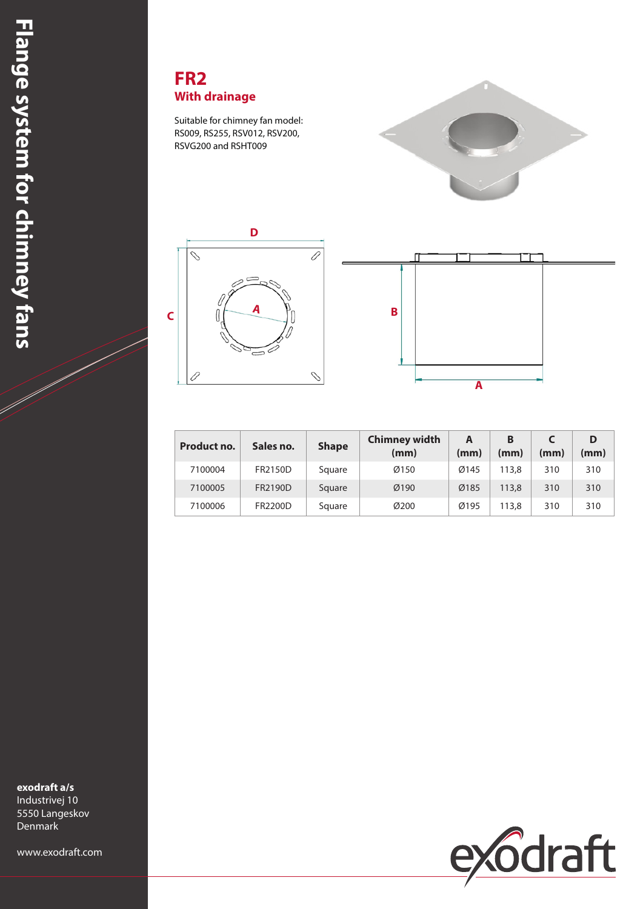# FR2

## With drainage

Suitable for chimney fan model: RS009, RS255, RSV012, RSV200, RSVG200 and RSHT009

| Product no. | Sales no. | Shape | Chimney width (mm) | A (mm) | B (mm) | C (mm) | D (mm) |
|---|---|---|---|---|---|---|---|
| 7100004 | FR2150D | Square | Ø150 | Ø145 | 113,8 | 310 | 310 |
| 7100005 | FR2190D | Square | Ø190 | Ø185 | 113,8 | 310 | 310 |
| 7100006 | FR2200D | Square | Ø200 | Ø195 | 113,8 | 310 | 310 |

**exodraft a/s**
Industrivej 10
5550 Langeskov
Denmark

www.exodraft.com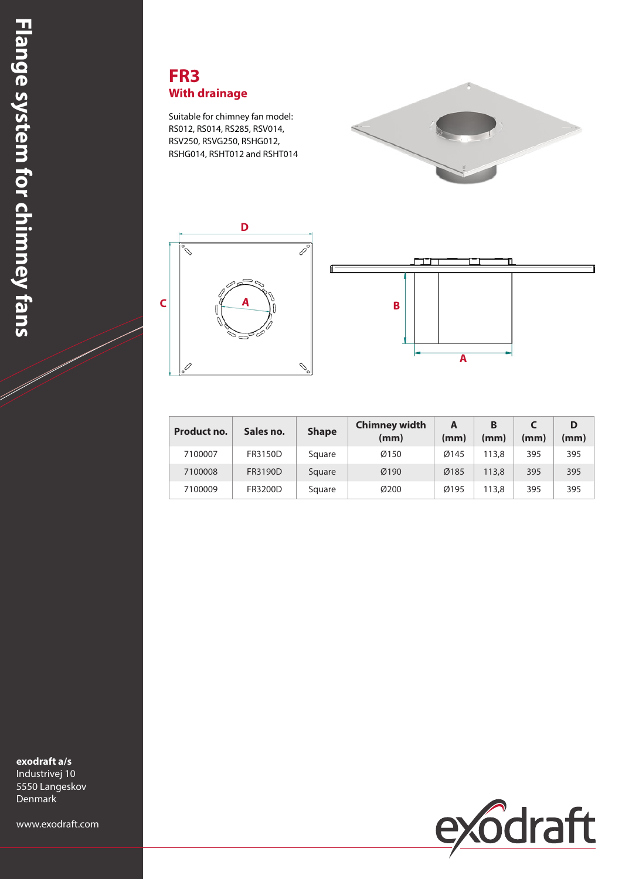# FR3

## With drainage

Suitable for chimney fan model: RS012, RS014, RS285, RSV014, RSV250, RSVG250, RSHG012, RSHG014, RSHT012 and RSHT014

| Product no. | Sales no. | Shape | Chimney width (mm) | A (mm) | B (mm) | C (mm) | D (mm) |
|---|---|---|---|---|---|---|---|
| 7100007 | FR3150D | Square | Ø150 | Ø145 | 113,8 | 395 | 395 |
| 7100008 | FR3190D | Square | Ø190 | Ø185 | 113,8 | 395 | 395 |
| 7100009 | FR3200D | Square | Ø200 | Ø195 | 113,8 | 395 | 395 |

**exodraft a/s**
Industrivej 10
5550 Langeskov
Denmark

www.exodraft.com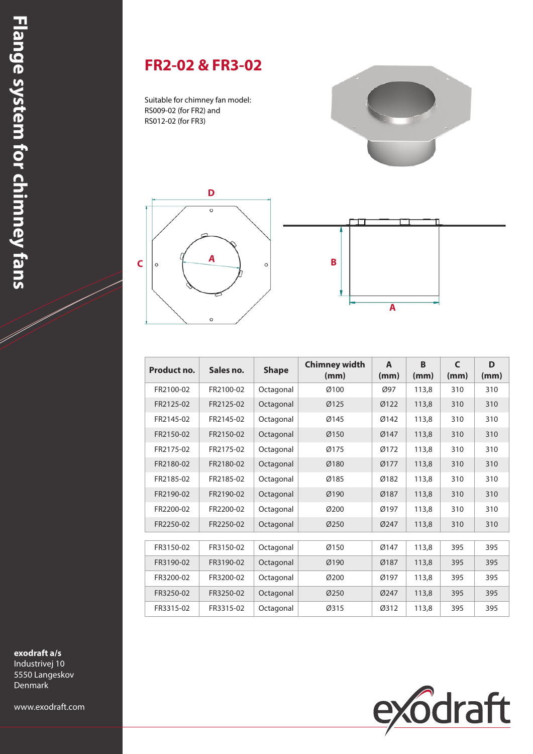Flange system for chimney fans

# FR2-02 & FR3-02

Suitable for chimney fan model:
RS009-02 (for FR2) and
RS012-02 (for FR3)

| Product no. | Sales no. | Shape | Chimney width (mm) | A (mm) | B (mm) | C (mm) | D (mm) |
|---|---|---|---|---|---|---|---|
| FR2100-02 | FR2100-02 | Octagonal | Ø100 | Ø97 | 113,8 | 310 | 310 |
| FR2125-02 | FR2125-02 | Octagonal | Ø125 | Ø122 | 113,8 | 310 | 310 |
| FR2145-02 | FR2145-02 | Octagonal | Ø145 | Ø142 | 113,8 | 310 | 310 |
| FR2150-02 | FR2150-02 | Octagonal | Ø150 | Ø147 | 113,8 | 310 | 310 |
| FR2175-02 | FR2175-02 | Octagonal | Ø175 | Ø172 | 113,8 | 310 | 310 |
| FR2180-02 | FR2180-02 | Octagonal | Ø180 | Ø177 | 113,8 | 310 | 310 |
| FR2185-02 | FR2185-02 | Octagonal | Ø185 | Ø182 | 113,8 | 310 | 310 |
| FR2190-02 | FR2190-02 | Octagonal | Ø190 | Ø187 | 113,8 | 310 | 310 |
| FR2200-02 | FR2200-02 | Octagonal | Ø200 | Ø197 | 113,8 | 310 | 310 |
| FR2250-02 | FR2250-02 | Octagonal | Ø250 | Ø247 | 113,8 | 310 | 310 |
| FR3150-02 | FR3150-02 | Octagonal | Ø150 | Ø147 | 113,8 | 395 | 395 |
| FR3190-02 | FR3190-02 | Octagonal | Ø190 | Ø187 | 113,8 | 395 | 395 |
| FR3200-02 | FR3200-02 | Octagonal | Ø200 | Ø197 | 113,8 | 395 | 395 |
| FR3250-02 | FR3250-02 | Octagonal | Ø250 | Ø247 | 113,8 | 395 | 395 |
| FR3315-02 | FR3315-02 | Octagonal | Ø315 | Ø312 | 113,8 | 395 | 395 |

**exodraft a/s**
Industrivej 10
5550 Langeskov
Denmark

www.exodraft.com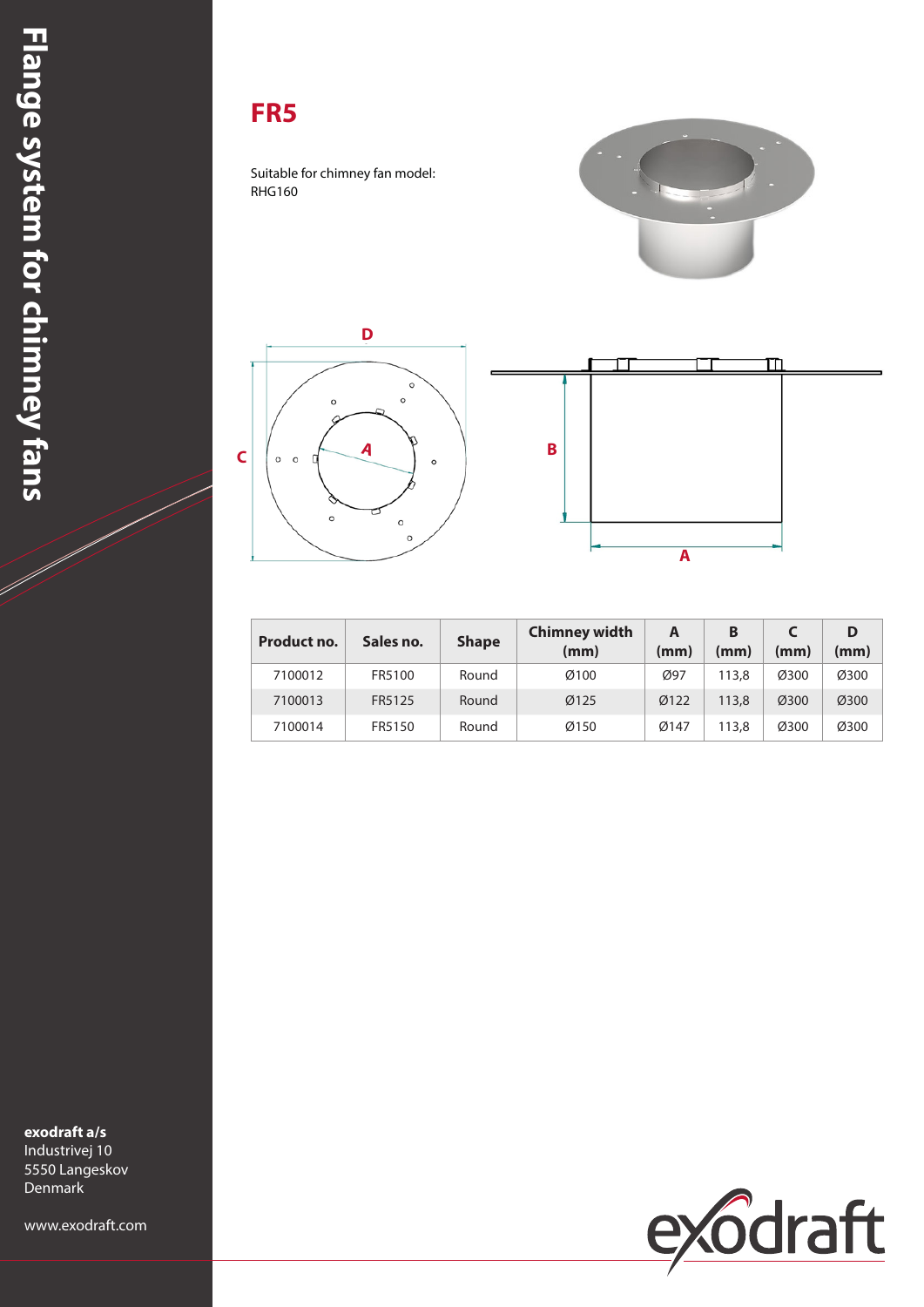# FR5

Suitable for chimney fan model:
RHG160

D

C

A

B

A

| Product no. | Sales no. | Shape | Chimney width (mm) | A (mm) | B (mm) | C (mm) | D (mm) |
|---|---|---|---|---|---|---|---|
| 7100012 | FR5100 | Round | Ø100 | Ø97 | 113,8 | Ø300 | Ø300 |
| 7100013 | FR5125 | Round | Ø125 | Ø122 | 113,8 | Ø300 | Ø300 |
| 7100014 | FR5150 | Round | Ø150 | Ø147 | 113,8 | Ø300 | Ø300 |

**exodraft a/s**
Industrivej 10
5550 Langeskov
Denmark

www.exodraft.com